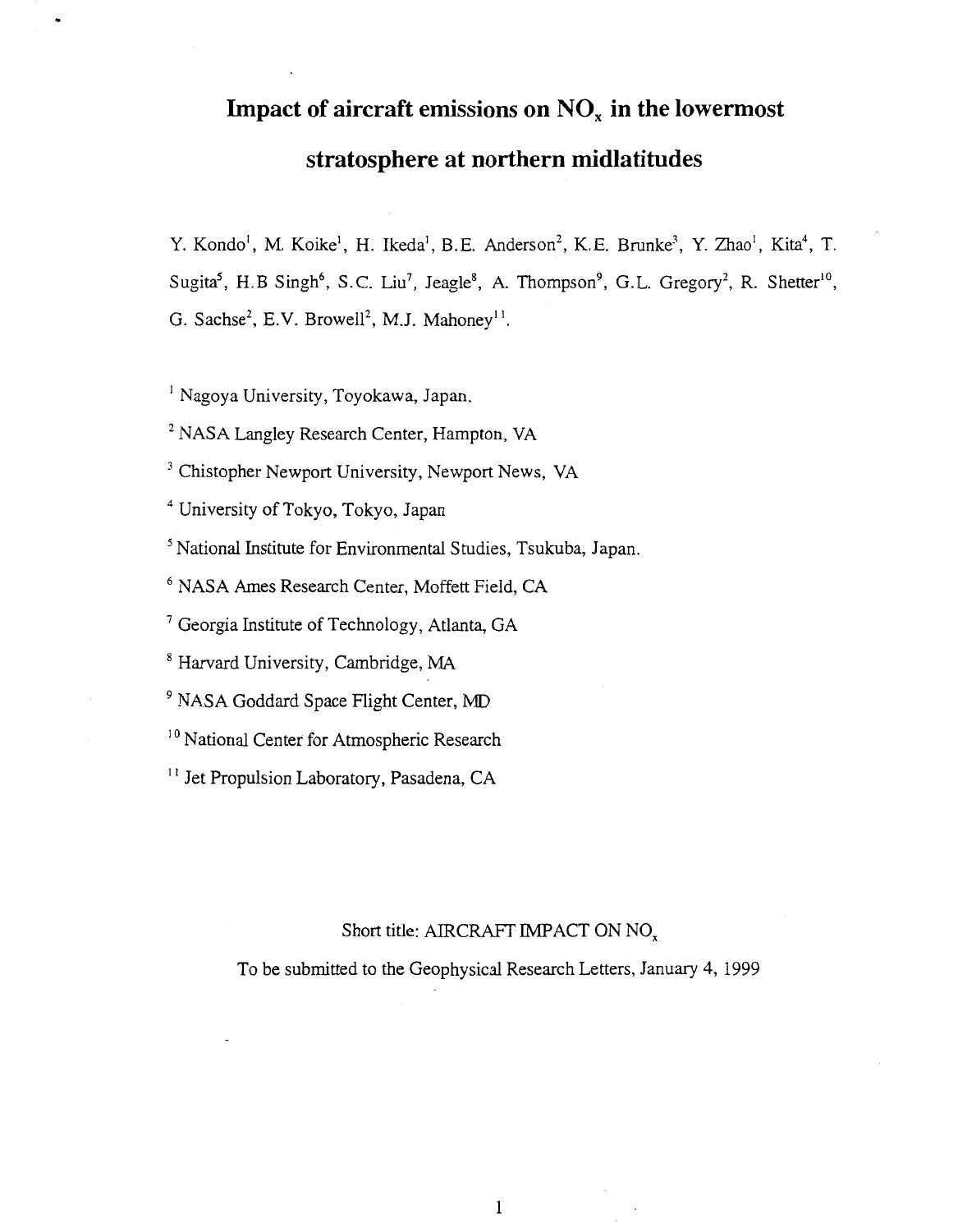# Impact of aircraft emissions on $NO_x$ in the lowermost stratosphere at northern midlatitudes

Y. Kondo[1], M. Koike[1], H. Ikeda[1], B.E. Anderson[2], K.E. Brunke[3], Y. Zhao[1], Kita[4], T. Sugita[5], H.B Singh[6], S.C. Liu[7], Jeagle[8], A. Thompson[9], G.L. Gregory[2], R. Shetter[10], G. Sachse[2], E.V. Browell[2], M.J. Mahoney[11].

[1] Nagoya University, Toyokawa, Japan.

[2] NASA Langley Research Center, Hampton, VA

[3] Chistopher Newport University, Newport News, VA

[4] University of Tokyo, Tokyo, Japan

[5] National Institute for Environmental Studies, Tsukuba, Japan.

[6] NASA Ames Research Center, Moffett Field, CA

[7] Georgia Institute of Technology, Atlanta, GA

[8] Harvard University, Cambridge, MA

[9] NASA Goddard Space Flight Center, MD

[10] National Center for Atmospheric Research

[11] Jet Propulsion Laboratory, Pasadena, CA

Short title: AIRCRAFT IMPACT ON $NO_x$

To be submitted to the Geophysical Research Letters, January 4, 1999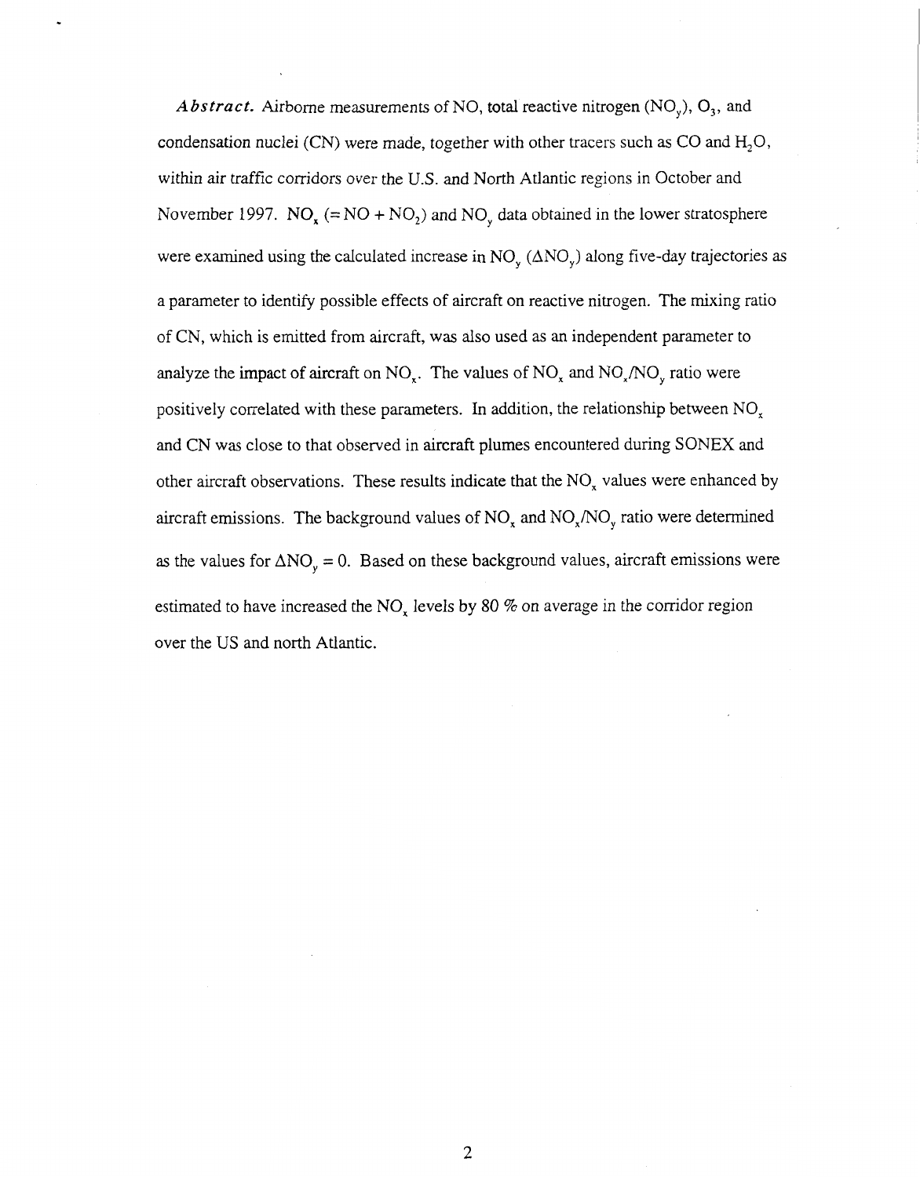***Abstract.*** Airborne measurements of NO, total reactive nitrogen ($NO_y$), $O_3$, and condensation nuclei (CN) were made, together with other tracers such as CO and $H_2O$, within air traffic corridors over the U.S. and North Atlantic regions in October and November 1997. $NO_x$ (= NO + $NO_2$) and $NO_y$ data obtained in the lower stratosphere were examined using the calculated increase in $NO_y$ ($\Delta NO_y$) along five-day trajectories as a parameter to identify possible effects of aircraft on reactive nitrogen. The mixing ratio of CN, which is emitted from aircraft, was also used as an independent parameter to analyze the impact of aircraft on $NO_x$. The values of $NO_x$ and $NO_x/NO_y$ ratio were positively correlated with these parameters. In addition, the relationship between $NO_x$ and CN was close to that observed in aircraft plumes encountered during SONEX and other aircraft observations. These results indicate that the $NO_x$ values were enhanced by aircraft emissions. The background values of $NO_x$ and $NO_x/NO_y$ ratio were determined as the values for $\Delta NO_y = 0$. Based on these background values, aircraft emissions were estimated to have increased the $NO_x$ levels by 80 % on average in the corridor region over the US and north Atlantic.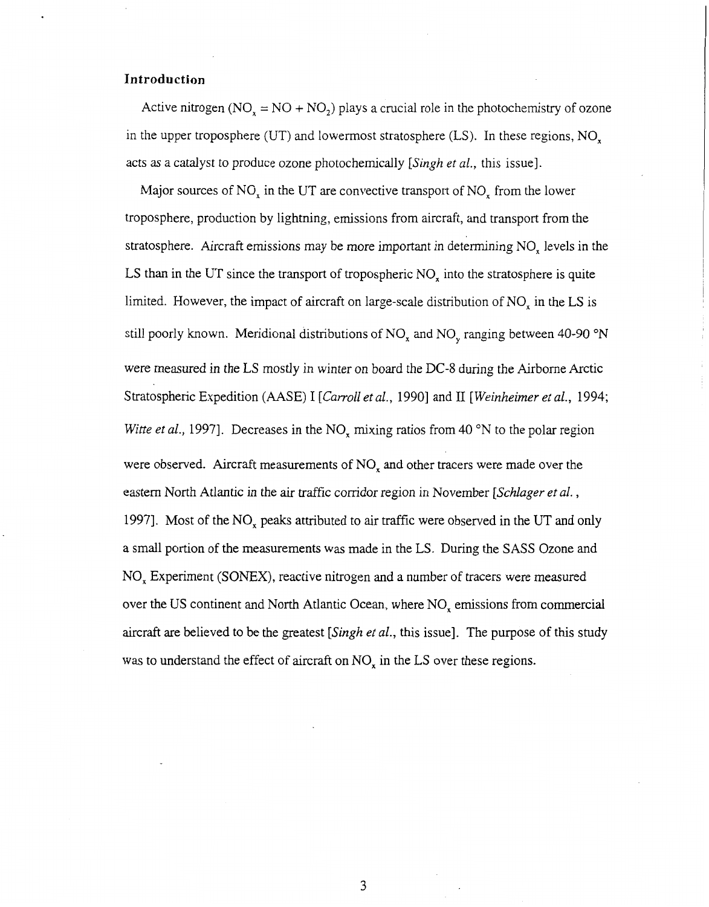## Introduction

Active nitrogen ($NO_x = NO + NO_2$) plays a crucial role in the photochemistry of ozone in the upper troposphere (UT) and lowermost stratosphere (LS). In these regions, $NO_x$ acts as a catalyst to produce ozone photochemically [*Singh et al.*, this issue].

Major sources of $NO_x$ in the UT are convective transport of $NO_x$ from the lower troposphere, production by lightning, emissions from aircraft, and transport from the stratosphere. Aircraft emissions may be more important in determining $NO_x$ levels in the LS than in the UT since the transport of tropospheric $NO_x$ into the stratosphere is quite limited. However, the impact of aircraft on large-scale distribution of $NO_x$ in the LS is still poorly known. Meridional distributions of $NO_x$ and $NO_y$ ranging between 40-90 °N were measured in the LS mostly in winter on board the DC-8 during the Airborne Arctic Stratospheric Expedition (AASE) I [*Carroll et al.*, 1990] and II [*Weinheimer et al.*, 1994; *Witte et al.*, 1997]. Decreases in the $NO_x$ mixing ratios from 40 °N to the polar region were observed. Aircraft measurements of $NO_x$ and other tracers were made over the eastern North Atlantic in the air traffic corridor region in November [*Schlager et al.*, 1997]. Most of the $NO_x$ peaks attributed to air traffic were observed in the UT and only a small portion of the measurements was made in the LS. During the SASS Ozone and $NO_x$ Experiment (SONEX), reactive nitrogen and a number of tracers were measured over the US continent and North Atlantic Ocean, where $NO_x$ emissions from commercial aircraft are believed to be the greatest [*Singh et al.*, this issue]. The purpose of this study was to understand the effect of aircraft on $NO_x$ in the LS over these regions.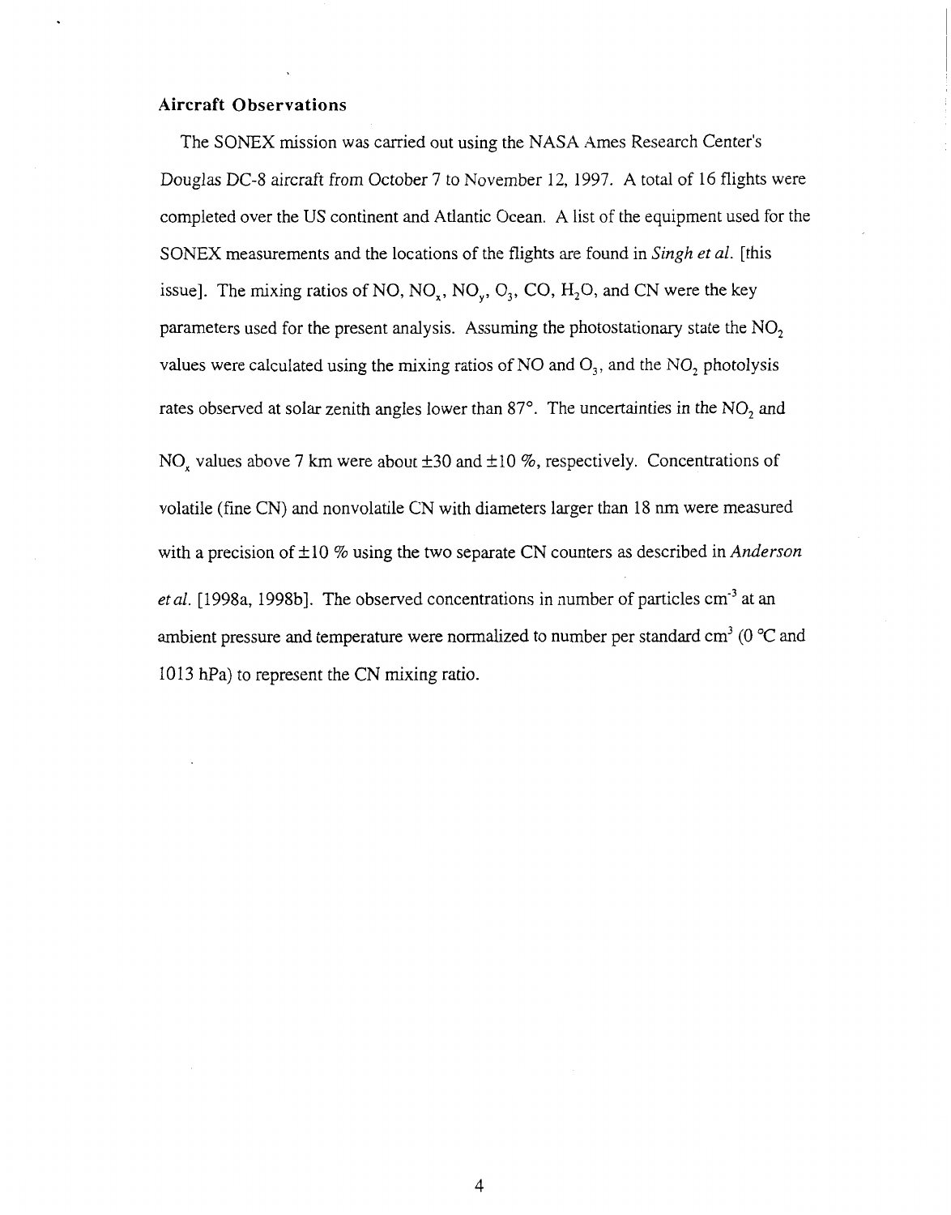## Aircraft Observations

The SONEX mission was carried out using the NASA Ames Research Center's Douglas DC-8 aircraft from October 7 to November 12, 1997. A total of 16 flights were completed over the US continent and Atlantic Ocean. A list of the equipment used for the SONEX measurements and the locations of the flights are found in *Singh et al.* [this issue]. The mixing ratios of NO, $NO_x$, $NO_y$, $O_3$, CO, $H_2O$, and CN were the key parameters used for the present analysis. Assuming the photostationary state the $NO_2$ values were calculated using the mixing ratios of NO and $O_3$, and the $NO_2$ photolysis rates observed at solar zenith angles lower than 87°. The uncertainties in the $NO_2$ and $NO_x$ values above 7 km were about ±30 and ±10 %, respectively. Concentrations of volatile (fine CN) and nonvolatile CN with diameters larger than 18 nm were measured with a precision of ±10 % using the two separate CN counters as described in *Anderson et al.* [1998a, 1998b]. The observed concentrations in number of particles $cm^{-3}$ at an ambient pressure and temperature were normalized to number per standard $cm^3$ (0 °C and 1013 hPa) to represent the CN mixing ratio.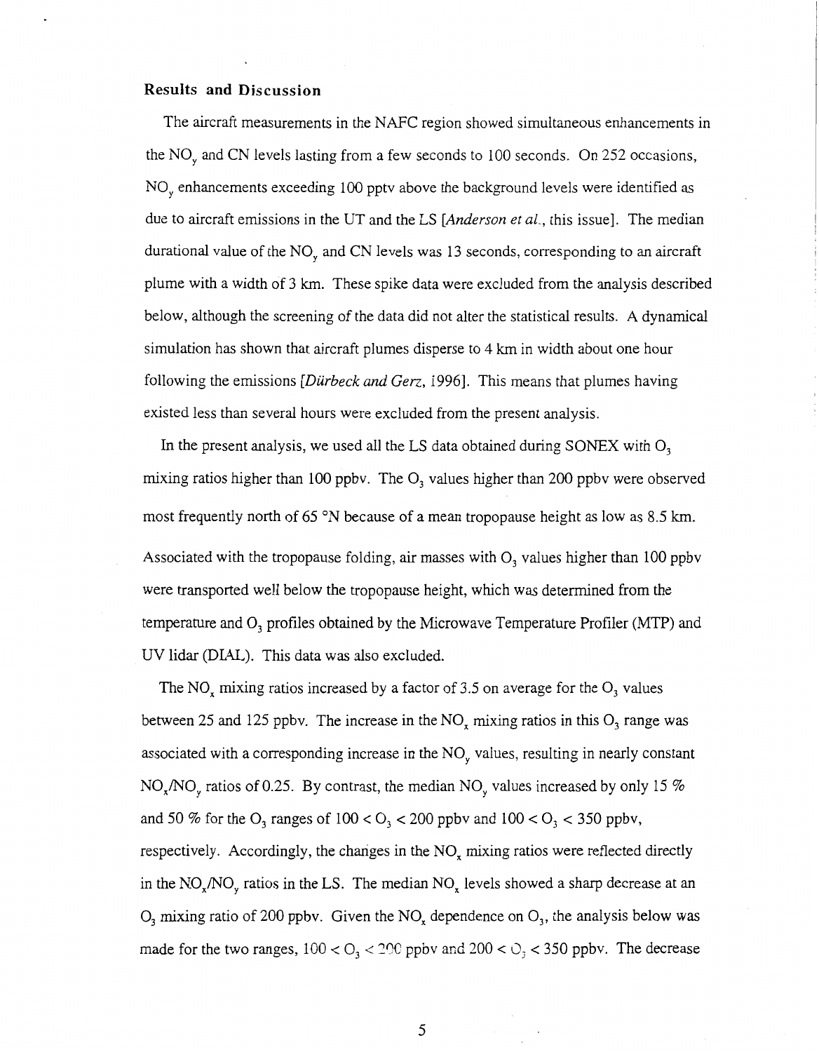## Results and Discussion

The aircraft measurements in the NAFC region showed simultaneous enhancements in the $NO_y$ and CN levels lasting from a few seconds to 100 seconds. On 252 occasions, $NO_y$ enhancements exceeding 100 pptv above the background levels were identified as due to aircraft emissions in the UT and the LS [*Anderson et al.*, this issue]. The median durational value of the $NO_y$ and CN levels was 13 seconds, corresponding to an aircraft plume with a width of 3 km. These spike data were excluded from the analysis described below, although the screening of the data did not alter the statistical results. A dynamical simulation has shown that aircraft plumes disperse to 4 km in width about one hour following the emissions [*Dürbeck and Gerz*, 1996]. This means that plumes having existed less than several hours were excluded from the present analysis.

In the present analysis, we used all the LS data obtained during SONEX with $O_3$ mixing ratios higher than 100 ppbv. The $O_3$ values higher than 200 ppbv were observed most frequently north of 65 °N because of a mean tropopause height as low as 8.5 km. Associated with the tropopause folding, air masses with $O_3$ values higher than 100 ppbv were transported well below the tropopause height, which was determined from the temperature and $O_3$ profiles obtained by the Microwave Temperature Profiler (MTP) and UV lidar (DIAL). This data was also excluded.

The $NO_x$ mixing ratios increased by a factor of 3.5 on average for the $O_3$ values between 25 and 125 ppbv. The increase in the $NO_x$ mixing ratios in this $O_3$ range was associated with a corresponding increase in the $NO_y$ values, resulting in nearly constant $NO_x/NO_y$ ratios of 0.25. By contrast, the median $NO_y$ values increased by only 15 % and 50 % for the $O_3$ ranges of $100 < O_3 < 200$ ppbv and $100 < O_3 < 350$ ppbv, respectively. Accordingly, the changes in the $NO_x$ mixing ratios were reflected directly in the $NO_x/NO_y$ ratios in the LS. The median $NO_x$ levels showed a sharp decrease at an $O_3$ mixing ratio of 200 ppbv. Given the $NO_x$ dependence on $O_3$, the analysis below was made for the two ranges, $100 < O_3 < 200$ ppbv and $200 < O_3 < 350$ ppbv. The decrease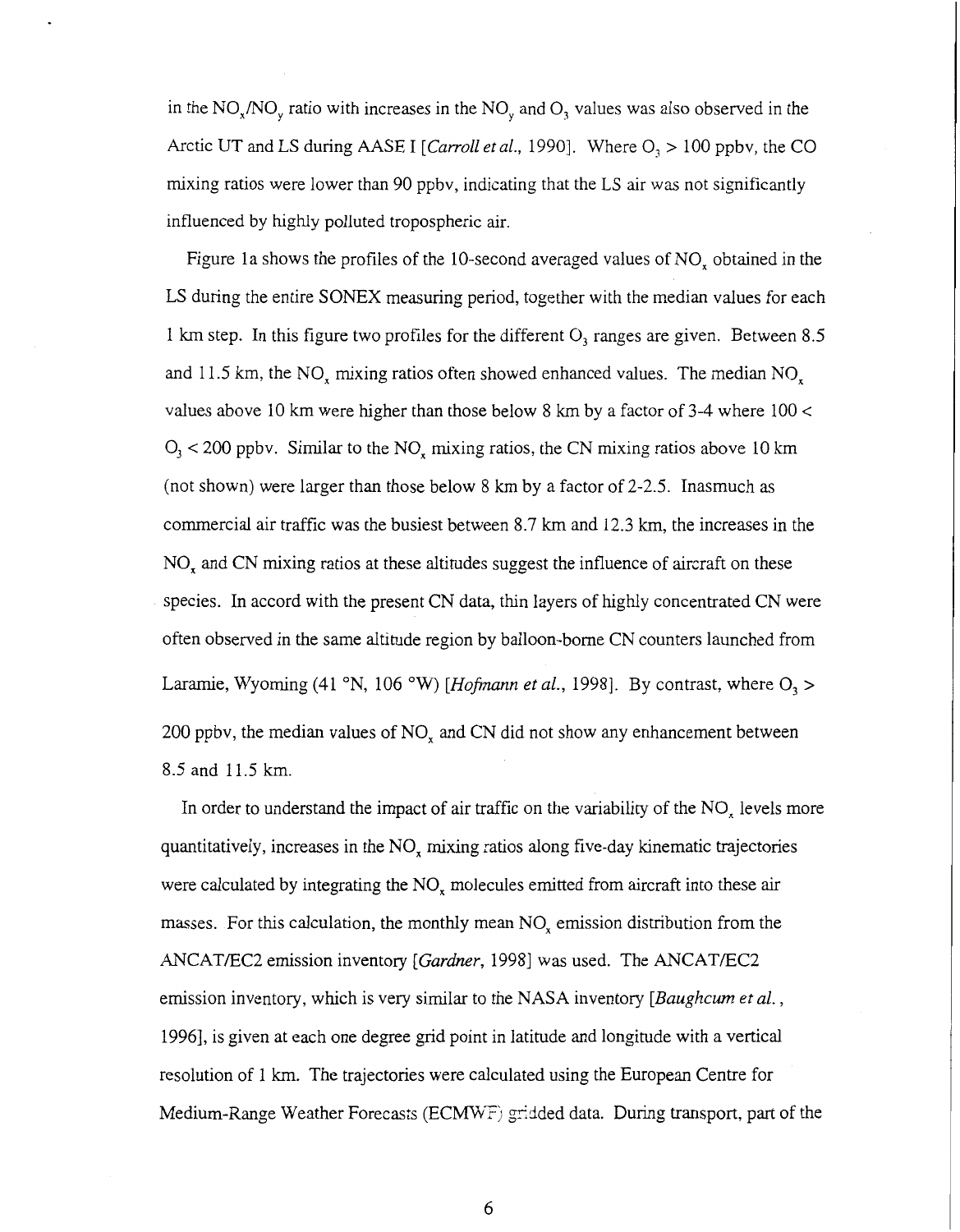in the $NO_x/NO_y$ ratio with increases in the $NO_y$ and $O_3$ values was also observed in the Arctic UT and LS during AASE I [*Carroll et al.*, 1990]. Where $O_3 > 100$ ppbv, the CO mixing ratios were lower than 90 ppbv, indicating that the LS air was not significantly influenced by highly polluted tropospheric air.

Figure 1a shows the profiles of the 10-second averaged values of $NO_x$ obtained in the LS during the entire SONEX measuring period, together with the median values for each 1 km step. In this figure two profiles for the different $O_3$ ranges are given. Between 8.5 and 11.5 km, the $NO_x$ mixing ratios often showed enhanced values. The median $NO_x$ values above 10 km were higher than those below 8 km by a factor of 3-4 where $100 < O_3 < 200$ ppbv. Similar to the $NO_x$ mixing ratios, the CN mixing ratios above 10 km (not shown) were larger than those below 8 km by a factor of 2-2.5. Inasmuch as commercial air traffic was the busiest between 8.7 km and 12.3 km, the increases in the $NO_x$ and CN mixing ratios at these altitudes suggest the influence of aircraft on these species. In accord with the present CN data, thin layers of highly concentrated CN were often observed in the same altitude region by balloon-borne CN counters launched from Laramie, Wyoming (41 °N, 106 °W) [*Hofmann et al.*, 1998]. By contrast, where $O_3 > 200$ ppbv, the median values of $NO_x$ and CN did not show any enhancement between 8.5 and 11.5 km.

In order to understand the impact of air traffic on the variability of the $NO_x$ levels more quantitatively, increases in the $NO_x$ mixing ratios along five-day kinematic trajectories were calculated by integrating the $NO_x$ molecules emitted from aircraft into these air masses. For this calculation, the monthly mean $NO_x$ emission distribution from the ANCAT/EC2 emission inventory [*Gardner*, 1998] was used. The ANCAT/EC2 emission inventory, which is very similar to the NASA inventory [*Baughcum et al.*, 1996], is given at each one degree grid point in latitude and longitude with a vertical resolution of 1 km. The trajectories were calculated using the European Centre for Medium-Range Weather Forecasts (ECMWF) gridded data. During transport, part of the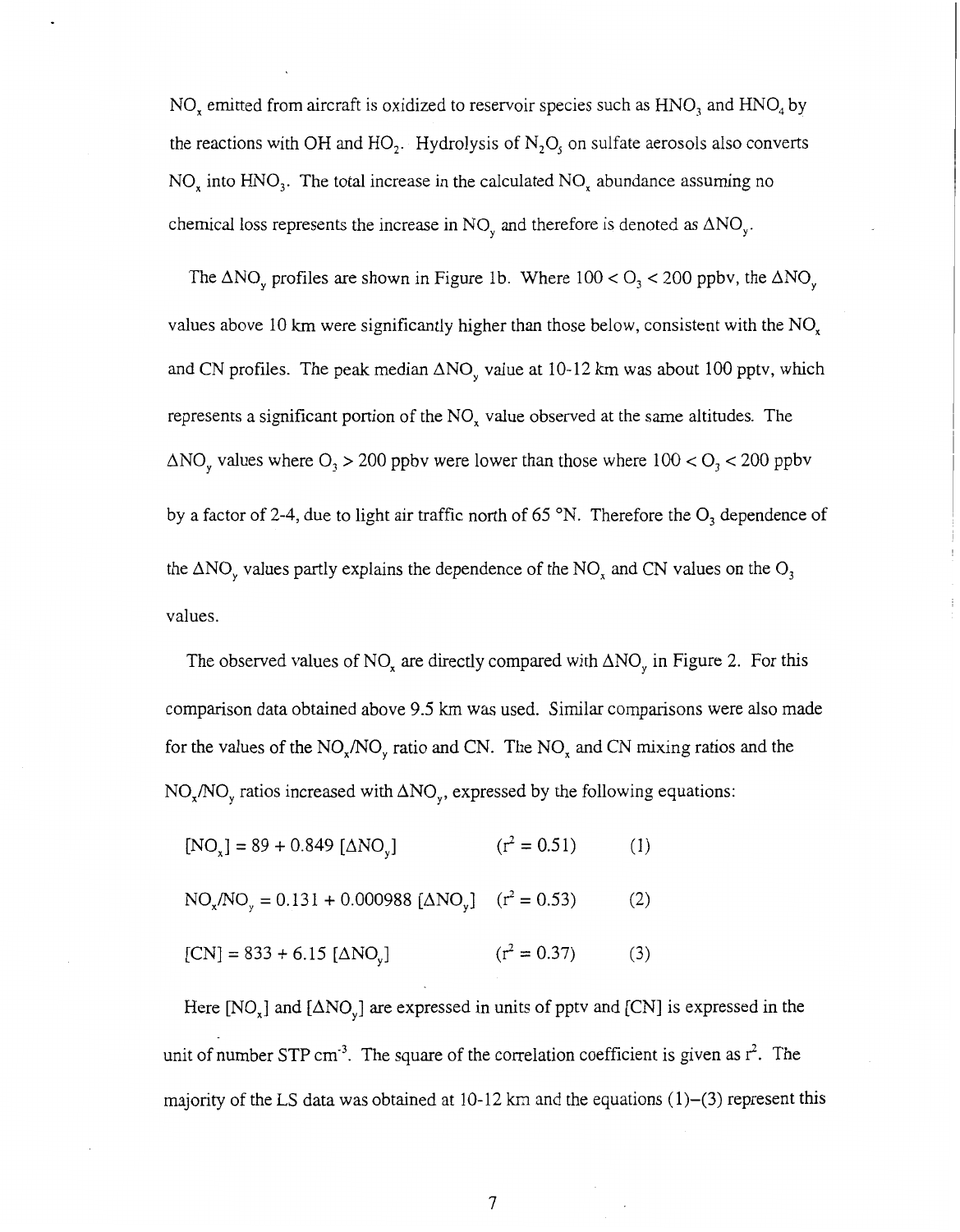$NO_x$ emitted from aircraft is oxidized to reservoir species such as $HNO_3$ and $HNO_4$ by the reactions with OH and $HO_2$. Hydrolysis of $N_2O_5$ on sulfate aerosols also converts $NO_x$ into $HNO_3$. The total increase in the calculated $NO_x$ abundance assuming no chemical loss represents the increase in $NO_y$ and therefore is denoted as $\Delta NO_y$.

The $\Delta NO_y$ profiles are shown in Figure 1b. Where $100 < O_3 < 200$ ppbv, the $\Delta NO_y$ values above 10 km were significantly higher than those below, consistent with the $NO_x$ and CN profiles. The peak median $\Delta NO_y$ value at 10-12 km was about 100 pptv, which represents a significant portion of the $NO_x$ value observed at the same altitudes. The $\Delta NO_y$ values where $O_3 > 200$ ppbv were lower than those where $100 < O_3 < 200$ ppbv by a factor of 2-4, due to light air traffic north of 65 °N. Therefore the $O_3$ dependence of the $\Delta NO_y$ values partly explains the dependence of the $NO_x$ and CN values on the $O_3$ values.

The observed values of $NO_x$ are directly compared with $\Delta NO_y$ in Figure 2. For this comparison data obtained above 9.5 km was used. Similar comparisons were also made for the values of the $NO_x/NO_y$ ratio and CN. The $NO_x$ and CN mixing ratios and the $NO_x/NO_y$ ratios increased with $\Delta NO_y$, expressed by the following equations:

$$[NO_x] = 89 + 0.849\,[\Delta NO_y] \qquad (r^2 = 0.51) \qquad (1)$$

$$NO_x/NO_y = 0.131 + 0.000988\,[\Delta NO_y] \qquad (r^2 = 0.53) \qquad (2)$$

$$[CN] = 833 + 6.15\,[\Delta NO_y] \qquad (r^2 = 0.37) \qquad (3)$$

Here $[NO_x]$ and $[\Delta NO_y]$ are expressed in units of pptv and [CN] is expressed in the unit of number STP $cm^{-3}$. The square of the correlation coefficient is given as $r^2$. The majority of the LS data was obtained at 10-12 km and the equations (1)–(3) represent this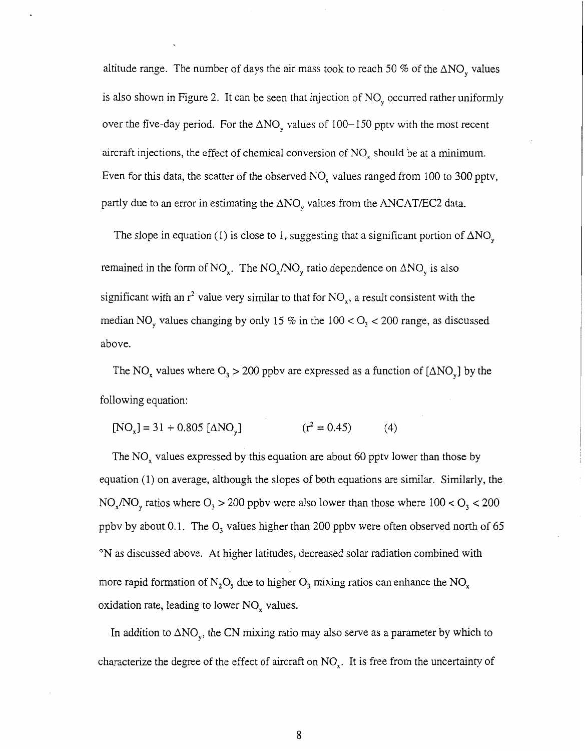altitude range. The number of days the air mass took to reach 50 % of the $\Delta NO_y$ values is also shown in Figure 2. It can be seen that injection of $NO_y$ occurred rather uniformly over the five-day period. For the $\Delta NO_y$ values of 100–150 pptv with the most recent aircraft injections, the effect of chemical conversion of $NO_x$ should be at a minimum. Even for this data, the scatter of the observed $NO_x$ values ranged from 100 to 300 pptv, partly due to an error in estimating the $\Delta NO_y$ values from the ANCAT/EC2 data.

The slope in equation (1) is close to 1, suggesting that a significant portion of $\Delta NO_y$ remained in the form of $NO_x$. The $NO_x/NO_y$ ratio dependence on $\Delta NO_y$ is also significant with an $r^2$ value very similar to that for $NO_x$, a result consistent with the median $NO_y$ values changing by only 15 % in the $100 < O_3 < 200$ range, as discussed above.

The $NO_x$ values where $O_3 > 200$ ppbv are expressed as a function of $[\Delta NO_y]$ by the following equation:

$$[NO_x] = 31 + 0.805\,[\Delta NO_y] \qquad (r^2 = 0.45) \qquad (4)$$

The $NO_x$ values expressed by this equation are about 60 pptv lower than those by equation (1) on average, although the slopes of both equations are similar. Similarly, the $NO_x/NO_y$ ratios where $O_3 > 200$ ppbv were also lower than those where $100 < O_3 < 200$ ppbv by about 0.1. The $O_3$ values higher than 200 ppbv were often observed north of 65 °N as discussed above. At higher latitudes, decreased solar radiation combined with more rapid formation of $N_2O_5$ due to higher $O_3$ mixing ratios can enhance the $NO_x$ oxidation rate, leading to lower $NO_x$ values.

In addition to $\Delta NO_y$, the CN mixing ratio may also serve as a parameter by which to characterize the degree of the effect of aircraft on $NO_x$. It is free from the uncertainty of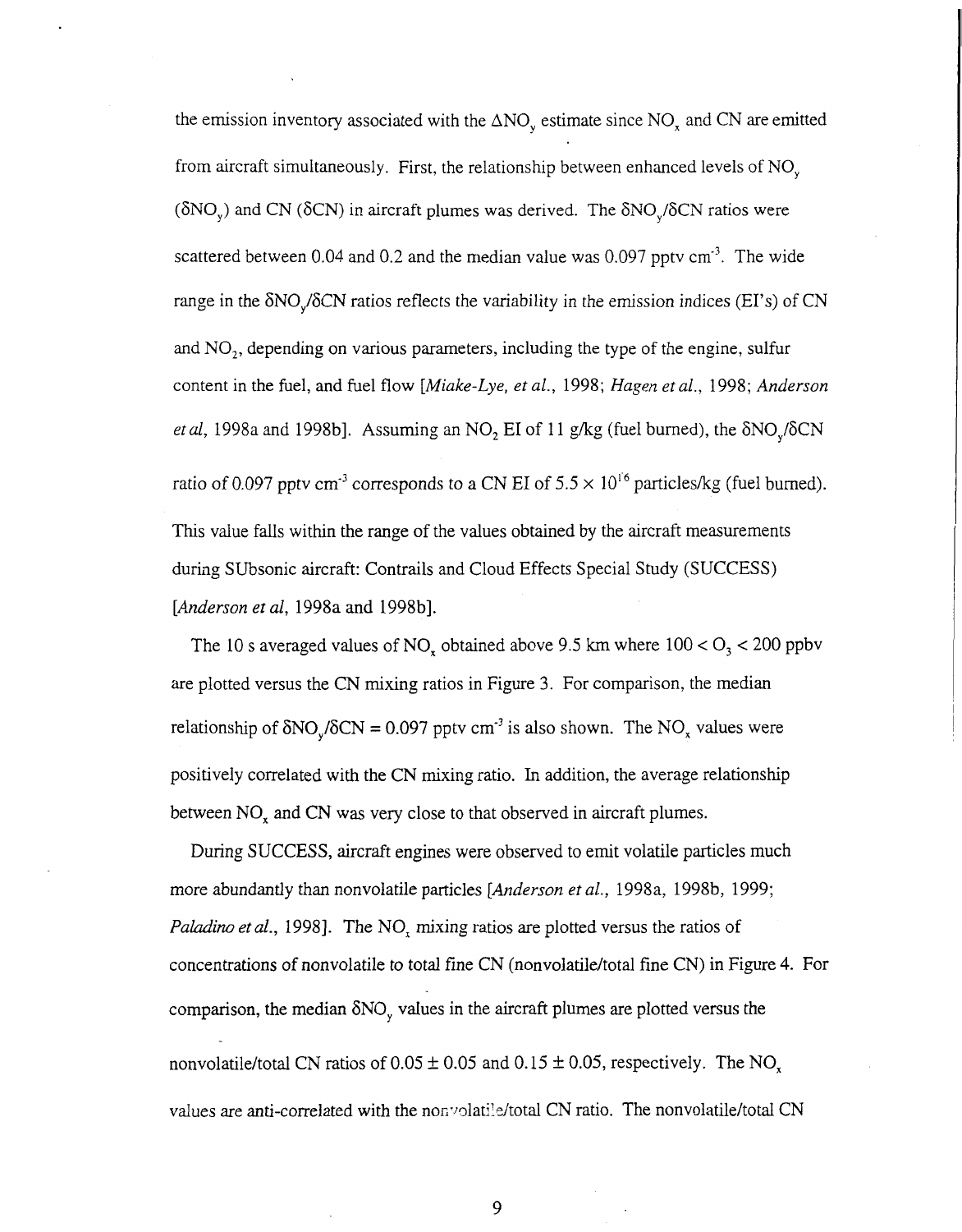the emission inventory associated with the $\Delta NO_y$ estimate since $NO_x$ and CN are emitted from aircraft simultaneously. First, the relationship between enhanced levels of $NO_y$ ($\delta NO_y$) and CN ($\delta CN$) in aircraft plumes was derived. The $\delta NO_y/\delta CN$ ratios were scattered between 0.04 and 0.2 and the median value was 0.097 pptv $cm^{-3}$. The wide range in the $\delta NO_y/\delta CN$ ratios reflects the variability in the emission indices (EI's) of CN and $NO_2$, depending on various parameters, including the type of the engine, sulfur content in the fuel, and fuel flow [*Miake-Lye, et al.*, 1998; *Hagen et al.*, 1998; *Anderson et al*, 1998a and 1998b]. Assuming an $NO_2$ EI of 11 g/kg (fuel burned), the $\delta NO_y/\delta CN$ ratio of 0.097 pptv $cm^{-3}$ corresponds to a CN EI of $5.5 \times 10^{16}$ particles/kg (fuel burned). This value falls within the range of the values obtained by the aircraft measurements during SUbsonic aircraft: Contrails and Cloud Effects Special Study (SUCCESS) [*Anderson et al*, 1998a and 1998b].

The 10 s averaged values of $NO_x$ obtained above 9.5 km where $100 < O_3 < 200$ ppbv are plotted versus the CN mixing ratios in Figure 3. For comparison, the median relationship of $\delta NO_y/\delta CN = 0.097$ pptv $cm^{-3}$ is also shown. The $NO_x$ values were positively correlated with the CN mixing ratio. In addition, the average relationship between $NO_x$ and CN was very close to that observed in aircraft plumes.

During SUCCESS, aircraft engines were observed to emit volatile particles much more abundantly than nonvolatile particles [*Anderson et al.*, 1998a, 1998b, 1999; *Paladino et al.*, 1998]. The $NO_x$ mixing ratios are plotted versus the ratios of concentrations of nonvolatile to total fine CN (nonvolatile/total fine CN) in Figure 4. For comparison, the median $\delta NO_y$ values in the aircraft plumes are plotted versus the nonvolatile/total CN ratios of $0.05 \pm 0.05$ and $0.15 \pm 0.05$, respectively. The $NO_x$ values are anti-correlated with the nonvolatile/total CN ratio. The nonvolatile/total CN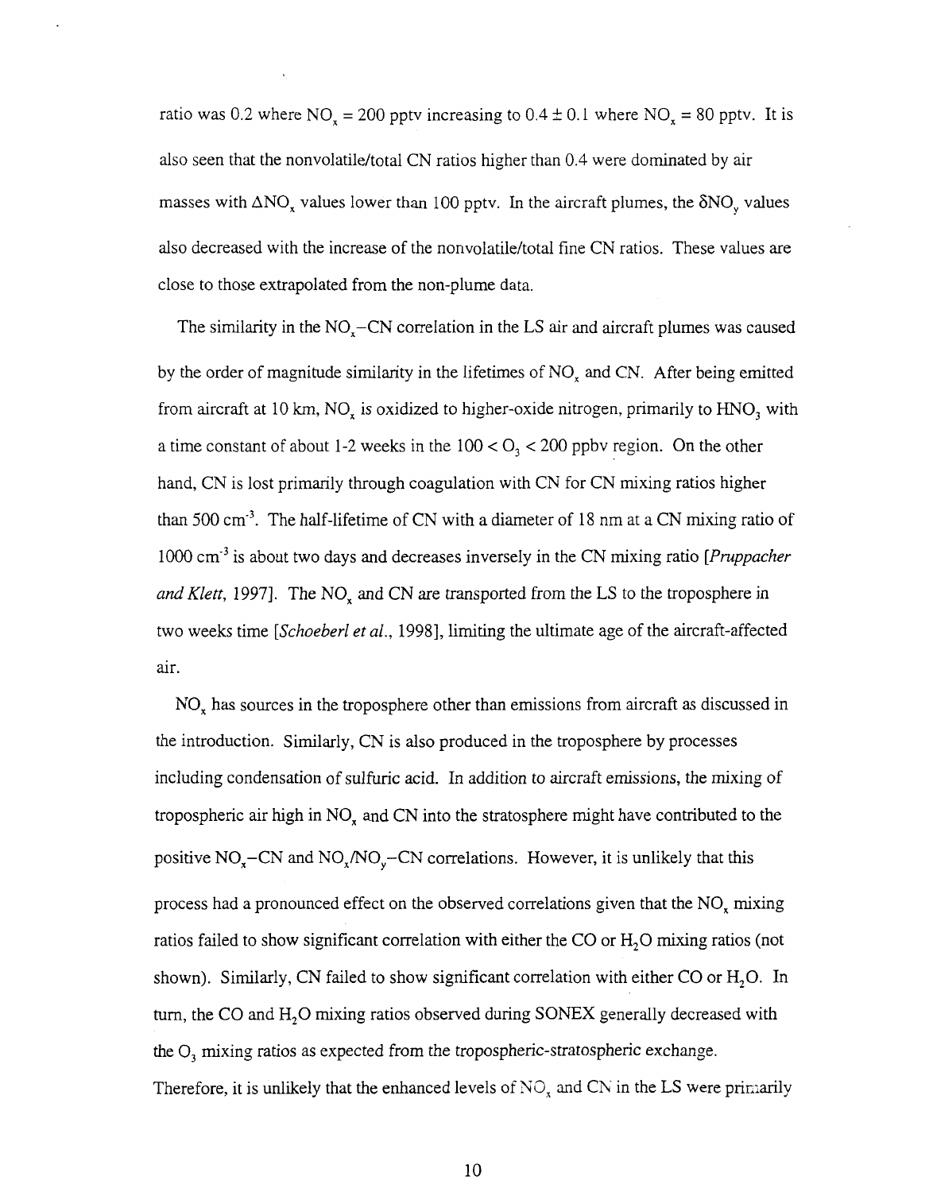ratio was 0.2 where $NO_x$ = 200 pptv increasing to 0.4 ± 0.1 where $NO_x$ = 80 pptv. It is also seen that the nonvolatile/total CN ratios higher than 0.4 were dominated by air masses with $\Delta NO_x$ values lower than 100 pptv. In the aircraft plumes, the $\delta NO_y$ values also decreased with the increase of the nonvolatile/total fine CN ratios. These values are close to those extrapolated from the non-plume data.

The similarity in the $NO_x$–CN correlation in the LS air and aircraft plumes was caused by the order of magnitude similarity in the lifetimes of $NO_x$ and CN. After being emitted from aircraft at 10 km, $NO_x$ is oxidized to higher-oxide nitrogen, primarily to $HNO_3$ with a time constant of about 1-2 weeks in the $100 < O_3 < 200$ ppbv region. On the other hand, CN is lost primarily through coagulation with CN for CN mixing ratios higher than 500 $cm^{-3}$. The half-lifetime of CN with a diameter of 18 nm at a CN mixing ratio of 1000 $cm^{-3}$ is about two days and decreases inversely in the CN mixing ratio [*Pruppacher and Klett*, 1997]. The $NO_x$ and CN are transported from the LS to the troposphere in two weeks time [*Schoeberl et al.*, 1998], limiting the ultimate age of the aircraft-affected air.

$NO_x$ has sources in the troposphere other than emissions from aircraft as discussed in the introduction. Similarly, CN is also produced in the troposphere by processes including condensation of sulfuric acid. In addition to aircraft emissions, the mixing of tropospheric air high in $NO_x$ and CN into the stratosphere might have contributed to the positive $NO_x$–CN and $NO_x/NO_y$–CN correlations. However, it is unlikely that this process had a pronounced effect on the observed correlations given that the $NO_x$ mixing ratios failed to show significant correlation with either the CO or $H_2O$ mixing ratios (not shown). Similarly, CN failed to show significant correlation with either CO or $H_2O$. In turn, the CO and $H_2O$ mixing ratios observed during SONEX generally decreased with the $O_3$ mixing ratios as expected from the tropospheric-stratospheric exchange. Therefore, it is unlikely that the enhanced levels of $NO_x$ and CN in the LS were primarily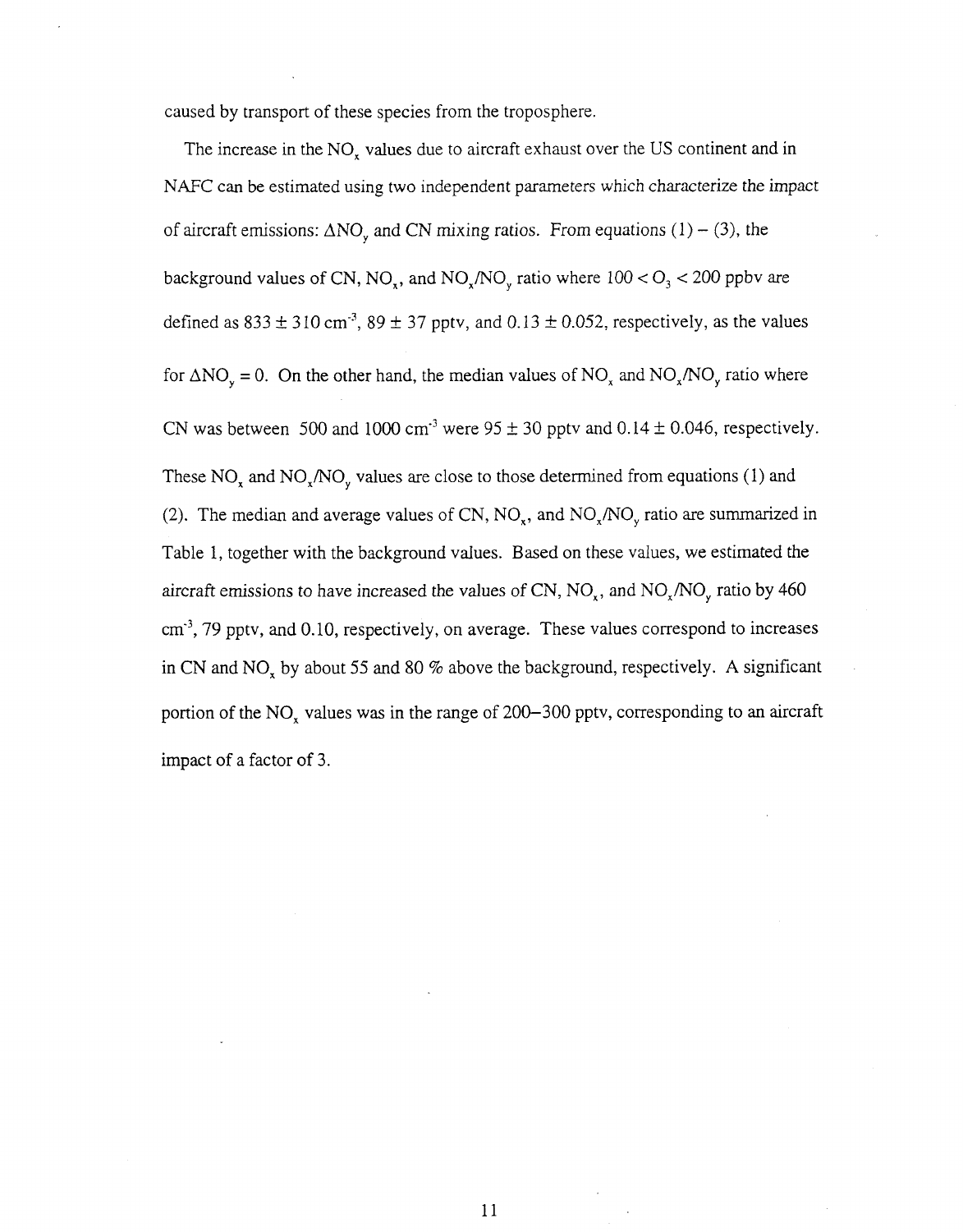caused by transport of these species from the troposphere.

The increase in the $NO_x$ values due to aircraft exhaust over the US continent and in NAFC can be estimated using two independent parameters which characterize the impact of aircraft emissions: $\Delta NO_y$ and CN mixing ratios. From equations (1) – (3), the background values of CN, $NO_x$, and $NO_x/NO_y$ ratio where $100 < O_3 < 200$ ppbv are defined as $833 \pm 310$ cm$^{-3}$, $89 \pm 37$ pptv, and $0.13 \pm 0.052$, respectively, as the values for $\Delta NO_y = 0$. On the other hand, the median values of $NO_x$ and $NO_x/NO_y$ ratio where CN was between 500 and 1000 cm$^{-3}$ were $95 \pm 30$ pptv and $0.14 \pm 0.046$, respectively. These $NO_x$ and $NO_x/NO_y$ values are close to those determined from equations (1) and (2). The median and average values of CN, $NO_x$, and $NO_x/NO_y$ ratio are summarized in Table 1, together with the background values. Based on these values, we estimated the aircraft emissions to have increased the values of CN, $NO_x$, and $NO_x/NO_y$ ratio by 460 cm$^{-3}$, 79 pptv, and 0.10, respectively, on average. These values correspond to increases in CN and $NO_x$ by about 55 and 80 % above the background, respectively. A significant portion of the $NO_x$ values was in the range of 200–300 pptv, corresponding to an aircraft impact of a factor of 3.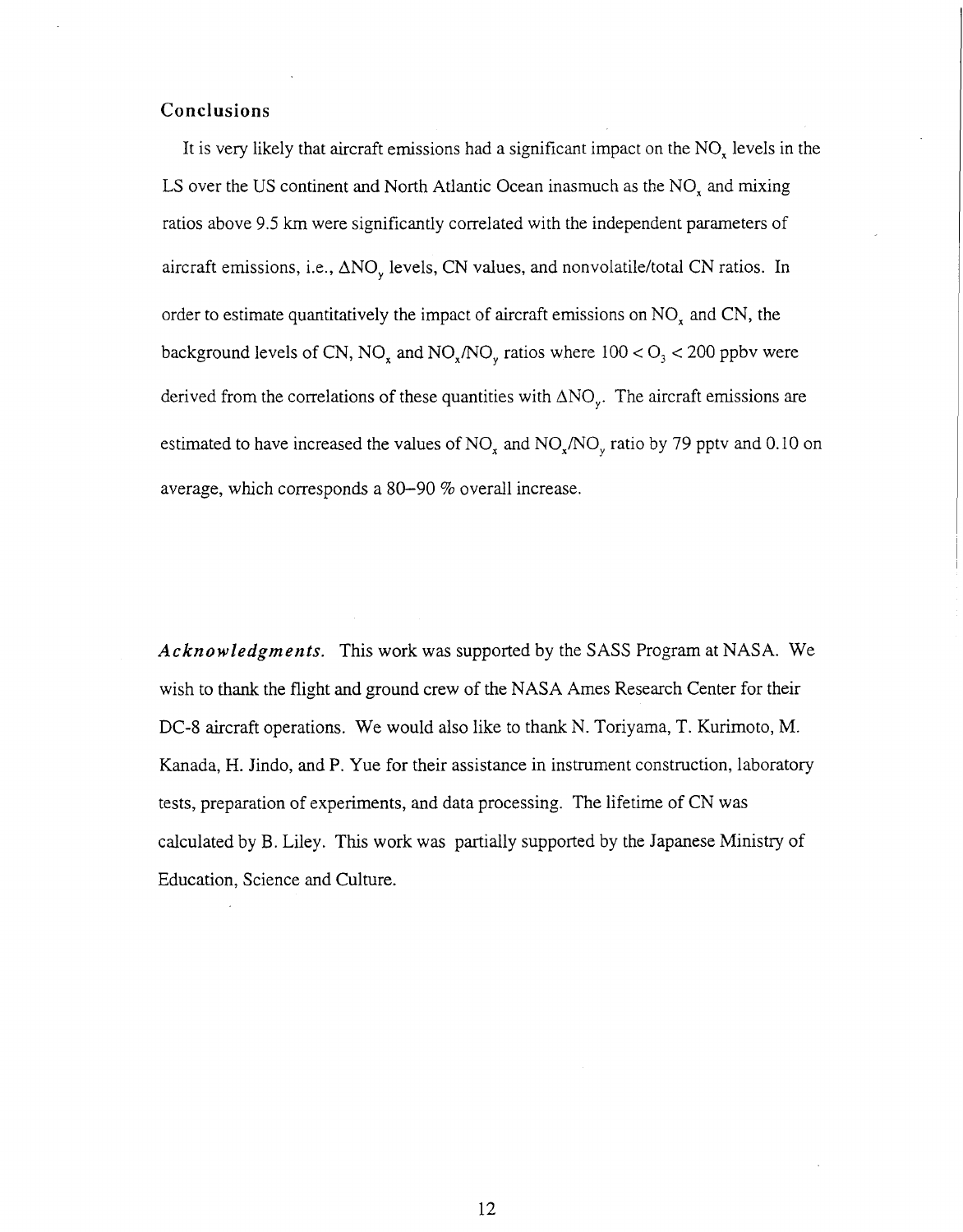## Conclusions

It is very likely that aircraft emissions had a significant impact on the $NO_x$ levels in the LS over the US continent and North Atlantic Ocean inasmuch as the $NO_x$ and mixing ratios above 9.5 km were significantly correlated with the independent parameters of aircraft emissions, i.e., $\Delta NO_y$ levels, CN values, and nonvolatile/total CN ratios. In order to estimate quantitatively the impact of aircraft emissions on $NO_x$ and CN, the background levels of CN, $NO_x$ and $NO_x/NO_y$ ratios where $100 < O_3 < 200$ ppbv were derived from the correlations of these quantities with $\Delta NO_y$. The aircraft emissions are estimated to have increased the values of $NO_x$ and $NO_x/NO_y$ ratio by 79 pptv and 0.10 on average, which corresponds a 80–90 % overall increase.

***Acknowledgments.*** This work was supported by the SASS Program at NASA. We wish to thank the flight and ground crew of the NASA Ames Research Center for their DC-8 aircraft operations. We would also like to thank N. Toriyama, T. Kurimoto, M. Kanada, H. Jindo, and P. Yue for their assistance in instrument construction, laboratory tests, preparation of experiments, and data processing. The lifetime of CN was calculated by B. Liley. This work was partially supported by the Japanese Ministry of Education, Science and Culture.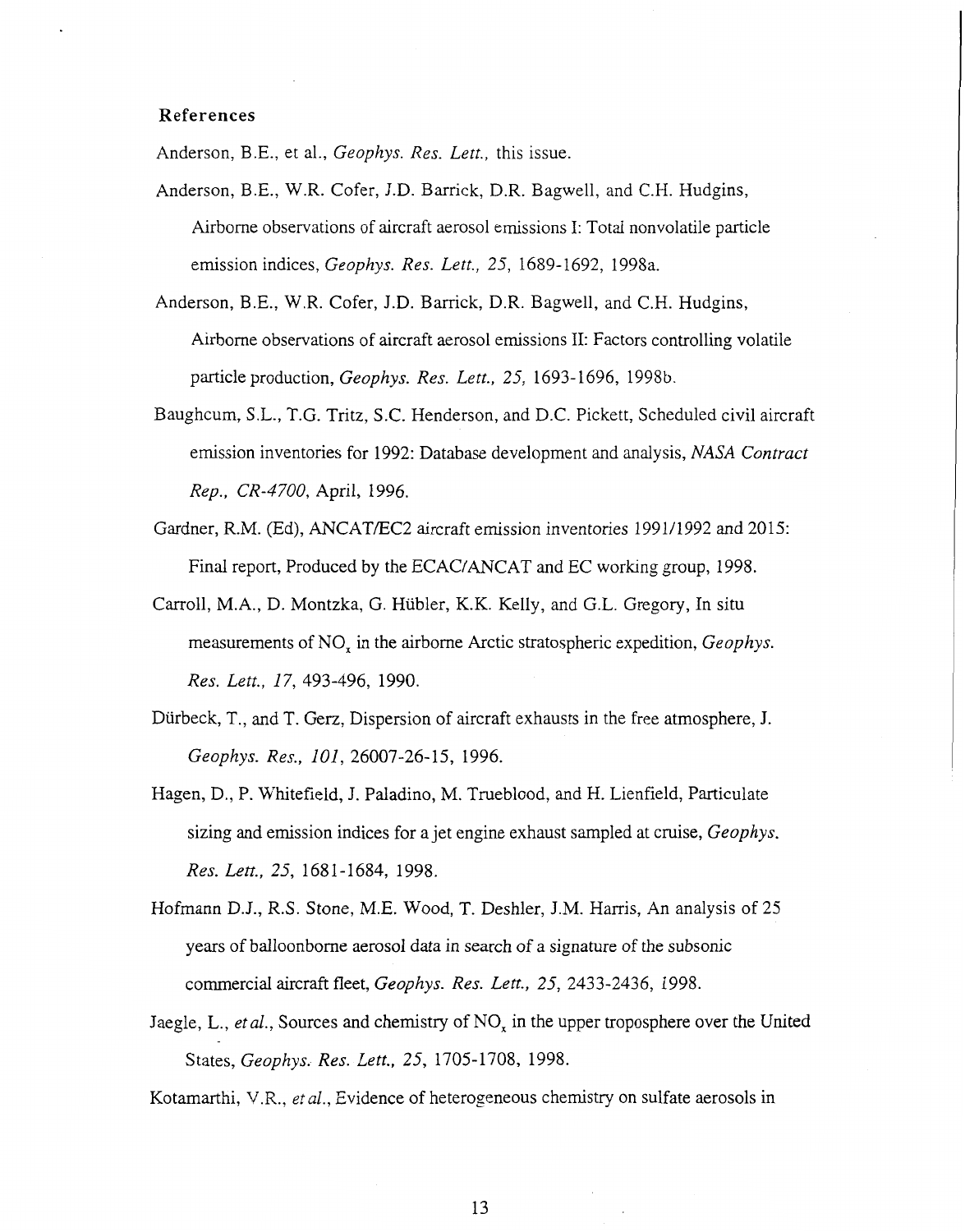## References

Anderson, B.E., et al., *Geophys. Res. Lett.,* this issue.

Anderson, B.E., W.R. Cofer, J.D. Barrick, D.R. Bagwell, and C.H. Hudgins, Airborne observations of aircraft aerosol emissions I: Total nonvolatile particle emission indices, *Geophys. Res. Lett., 25,* 1689-1692, 1998a.

Anderson, B.E., W.R. Cofer, J.D. Barrick, D.R. Bagwell, and C.H. Hudgins, Airborne observations of aircraft aerosol emissions II: Factors controlling volatile particle production, *Geophys. Res. Lett., 25,* 1693-1696, 1998b.

Baughcum, S.L., T.G. Tritz, S.C. Henderson, and D.C. Pickett, Scheduled civil aircraft emission inventories for 1992: Database development and analysis, *NASA Contract Rep., CR-4700,* April, 1996.

Gardner, R.M. (Ed), ANCAT/EC2 aircraft emission inventories 1991/1992 and 2015: Final report, Produced by the ECAC/ANCAT and EC working group, 1998.

Carroll, M.A., D. Montzka, G. Hübler, K.K. Kelly, and G.L. Gregory, In situ measurements of $NO_x$ in the airborne Arctic stratospheric expedition, *Geophys. Res. Lett., 17,* 493-496, 1990.

Dürbeck, T., and T. Gerz, Dispersion of aircraft exhausts in the free atmosphere, J. *Geophys. Res., 101,* 26007-26-15, 1996.

Hagen, D., P. Whitefield, J. Paladino, M. Trueblood, and H. Lienfield, Particulate sizing and emission indices for a jet engine exhaust sampled at cruise, *Geophys. Res. Lett., 25,* 1681-1684, 1998.

Hofmann D.J., R.S. Stone, M.E. Wood, T. Deshler, J.M. Harris, An analysis of 25 years of balloonborne aerosol data in search of a signature of the subsonic commercial aircraft fleet, *Geophys. Res. Lett., 25,* 2433-2436, 1998.

Jaegle, L., *et al.,* Sources and chemistry of $NO_x$ in the upper troposphere over the United States, *Geophys. Res. Lett., 25,* 1705-1708, 1998.

Kotamarthi, V.R., *et al.,* Evidence of heterogeneous chemistry on sulfate aerosols in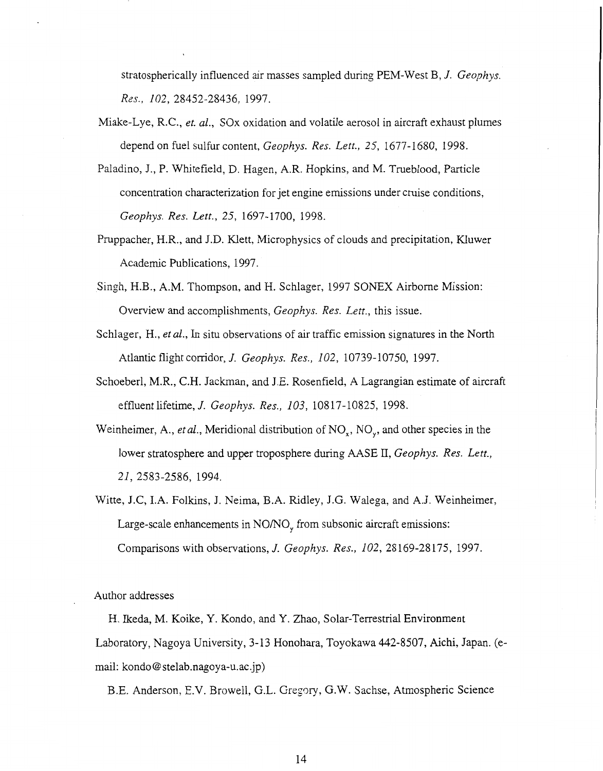stratospherically influenced air masses sampled during PEM-West B, *J. Geophys. Res., 102*, 28452-28436, 1997.

Miake-Lye, R.C., *et. al.*, SOx oxidation and volatile aerosol in aircraft exhaust plumes depend on fuel sulfur content, *Geophys. Res. Lett., 25*, 1677-1680, 1998.

Paladino, J., P. Whitefield, D. Hagen, A.R. Hopkins, and M. Trueblood, Particle concentration characterization for jet engine emissions under cruise conditions, *Geophys. Res. Lett., 25*, 1697-1700, 1998.

Pruppacher, H.R., and J.D. Klett, Microphysics of clouds and precipitation, Kluwer Academic Publications, 1997.

Singh, H.B., A.M. Thompson, and H. Schlager, 1997 SONEX Airborne Mission: Overview and accomplishments, *Geophys. Res. Lett.*, this issue.

Schlager, H., *et al.*, In situ observations of air traffic emission signatures in the North Atlantic flight corridor, *J. Geophys. Res., 102*, 10739-10750, 1997.

Schoeberl, M.R., C.H. Jackman, and J.E. Rosenfield, A Lagrangian estimate of aircraft effluent lifetime, *J. Geophys. Res., 103*, 10817-10825, 1998.

Weinheimer, A., *et al.*, Meridional distribution of $NO_x$, $NO_y$, and other species in the lower stratosphere and upper troposphere during AASE II, *Geophys. Res. Lett., 21*, 2583-2586, 1994.

Witte, J.C, I.A. Folkins, J. Neima, B.A. Ridley, J.G. Walega, and A.J. Weinheimer, Large-scale enhancements in $NO/NO_y$ from subsonic aircraft emissions: Comparisons with observations, *J. Geophys. Res., 102*, 28169-28175, 1997.

Author addresses

H. Ikeda, M. Koike, Y. Kondo, and Y. Zhao, Solar-Terrestrial Environment Laboratory, Nagoya University, 3-13 Honohara, Toyokawa 442-8507, Aichi, Japan. (e-mail: kondo@stelab.nagoya-u.ac.jp)

B.E. Anderson, E.V. Browell, G.L. Gregory, G.W. Sachse, Atmospheric Science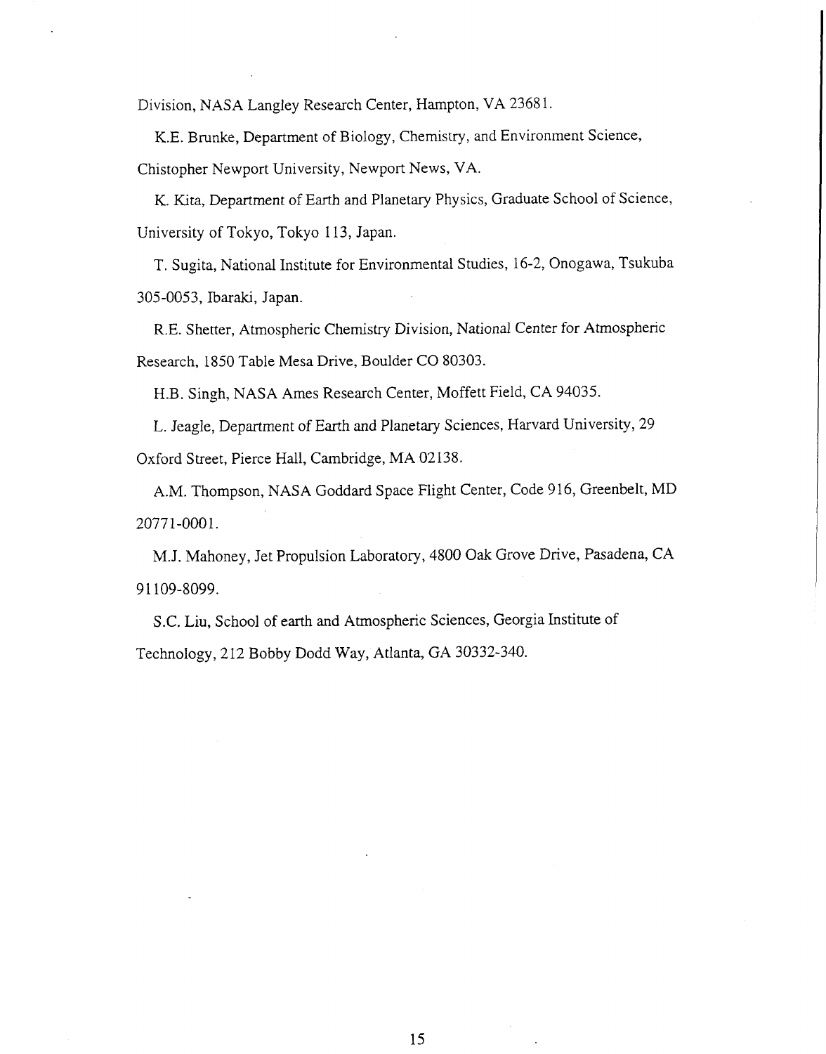Division, NASA Langley Research Center, Hampton, VA 23681.

K.E. Brunke, Department of Biology, Chemistry, and Environment Science, Chistopher Newport University, Newport News, VA.

K. Kita, Department of Earth and Planetary Physics, Graduate School of Science, University of Tokyo, Tokyo 113, Japan.

T. Sugita, National Institute for Environmental Studies, 16-2, Onogawa, Tsukuba 305-0053, Ibaraki, Japan.

R.E. Shetter, Atmospheric Chemistry Division, National Center for Atmospheric Research, 1850 Table Mesa Drive, Boulder CO 80303.

H.B. Singh, NASA Ames Research Center, Moffett Field, CA 94035.

L. Jeagle, Department of Earth and Planetary Sciences, Harvard University, 29 Oxford Street, Pierce Hall, Cambridge, MA 02138.

A.M. Thompson, NASA Goddard Space Flight Center, Code 916, Greenbelt, MD 20771-0001.

M.J. Mahoney, Jet Propulsion Laboratory, 4800 Oak Grove Drive, Pasadena, CA 91109-8099.

S.C. Liu, School of earth and Atmospheric Sciences, Georgia Institute of Technology, 212 Bobby Dodd Way, Atlanta, GA 30332-340.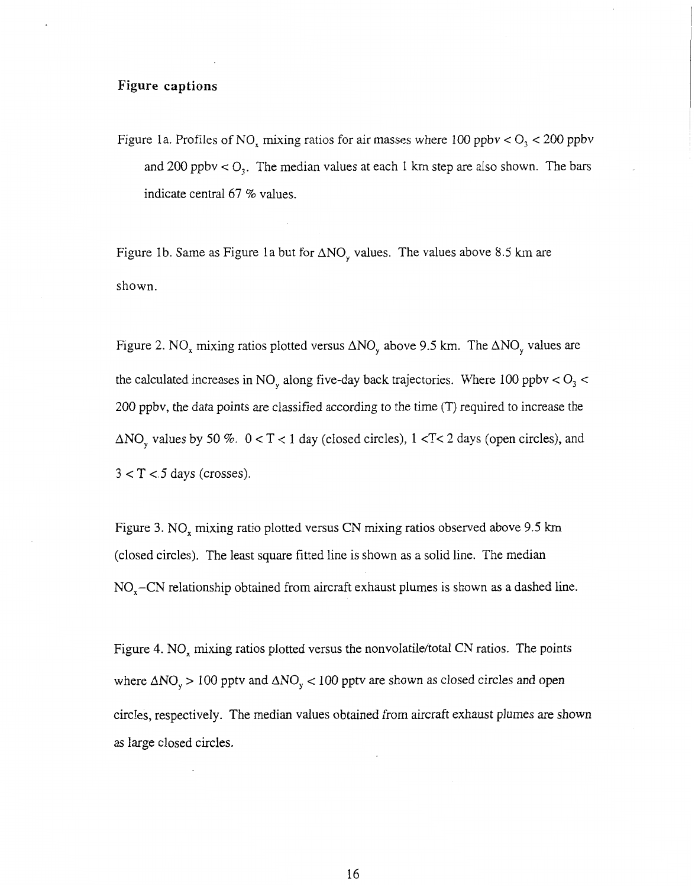## Figure captions

Figure 1a. Profiles of $NO_x$ mixing ratios for air masses where 100 ppbv < $O_3$ < 200 ppbv and 200 ppbv < $O_3$. The median values at each 1 km step are also shown. The bars indicate central 67 % values.

Figure 1b. Same as Figure 1a but for $\Delta NO_y$ values. The values above 8.5 km are shown.

Figure 2. $NO_x$ mixing ratios plotted versus $\Delta NO_y$ above 9.5 km. The $\Delta NO_y$ values are the calculated increases in $NO_y$ along five-day back trajectories. Where 100 ppbv < $O_3$ < 200 ppbv, the data points are classified according to the time (T) required to increase the $\Delta NO_y$ values by 50 %. $0 < T < 1$ day (closed circles), $1 < T < 2$ days (open circles), and $3 < T < 5$ days (crosses).

Figure 3. $NO_x$ mixing ratio plotted versus CN mixing ratios observed above 9.5 km (closed circles). The least square fitted line is shown as a solid line. The median $NO_x$–CN relationship obtained from aircraft exhaust plumes is shown as a dashed line.

Figure 4. $NO_x$ mixing ratios plotted versus the nonvolatile/total CN ratios. The points where $\Delta NO_y$ > 100 pptv and $\Delta NO_y$ < 100 pptv are shown as closed circles and open circles, respectively. The median values obtained from aircraft exhaust plumes are shown as large closed circles.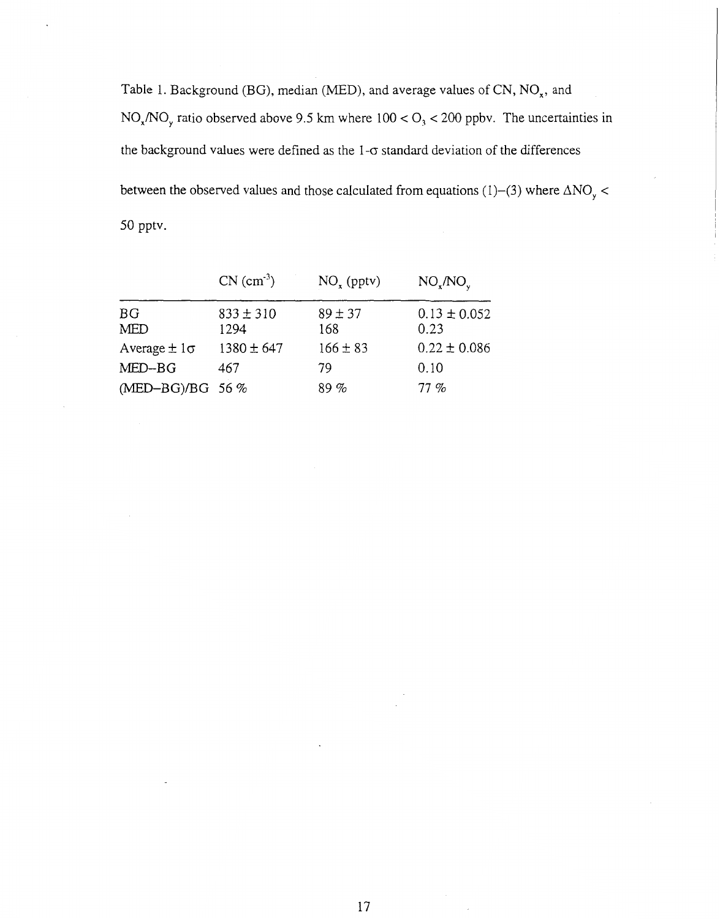Table 1. Background (BG), median (MED), and average values of CN, $NO_x$, and $NO_x/NO_y$ ratio observed above 9.5 km where $100 < O_3 < 200$ ppbv. The uncertainties in the background values were defined as the 1-$\sigma$ standard deviation of the differences between the observed values and those calculated from equations (1)–(3) where $\Delta NO_y <$ 50 pptv.

| | CN ($cm^{-3}$) | $NO_x$ (pptv) | $NO_x/NO_y$ |
|---|---|---|---|
| BG | $833 \pm 310$ | $89 \pm 37$ | $0.13 \pm 0.052$ |
| MED | 1294 | 168 | 0.23 |
| Average $\pm$ 1$\sigma$ | $1380 \pm 647$ | $166 \pm 83$ | $0.22 \pm 0.086$ |
| MED–BG | 467 | 79 | 0.10 |
| (MED–BG)/BG | 56 % | 89 % | 77 % |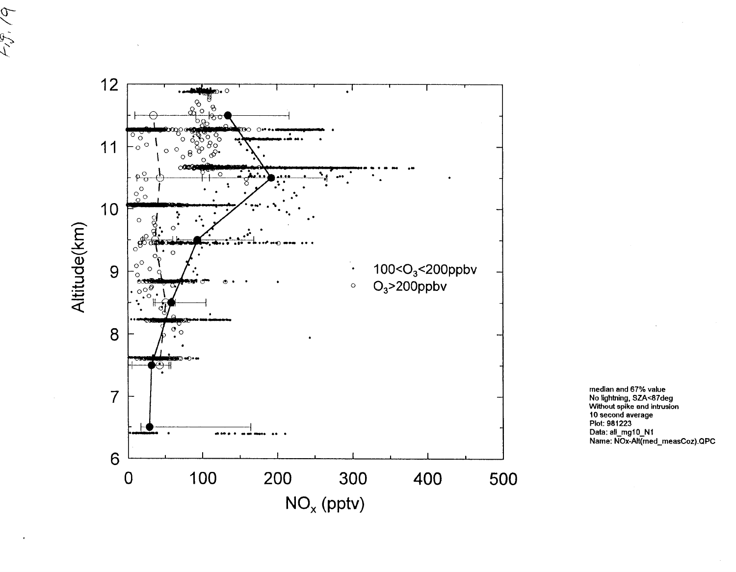Fig. 19

$100 < O_3 < 200$ ppbv

$O_3 > 200$ ppbv

Altitude(km)

$NO_x$ (pptv)

median and 67% value
No lightning, SZA<87deg
Without spike and intrusion
10 second average
Plot: 981223
Data: all_mg10_N1
Name: NOx-Alt(med_measCoz).QPC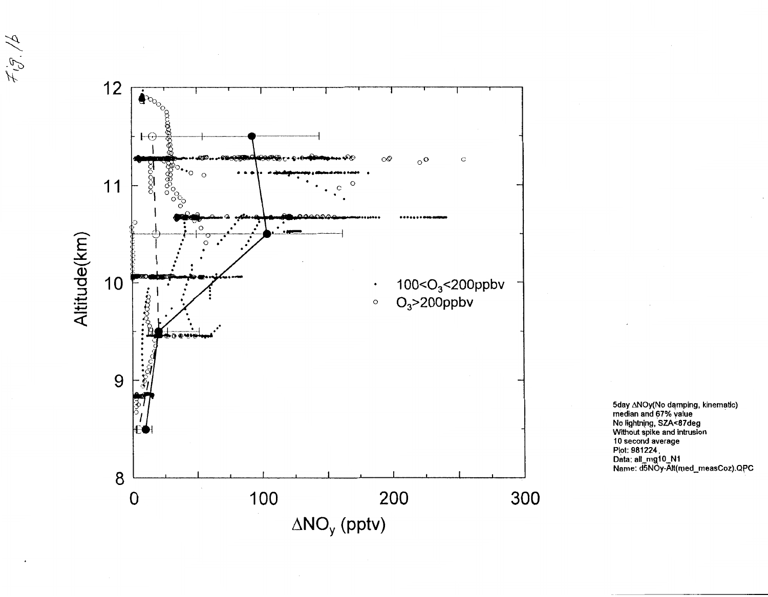Fig. 1b

5day $\Delta NO_y$(No damping, kinematic)
median and 67% value
No lightning, SZA<87deg
Without spike and intrusion
10 second average
Plot: 981224
Data: all_mg10_N1
Name: d5NOy-Alt(med_measCoz).QPC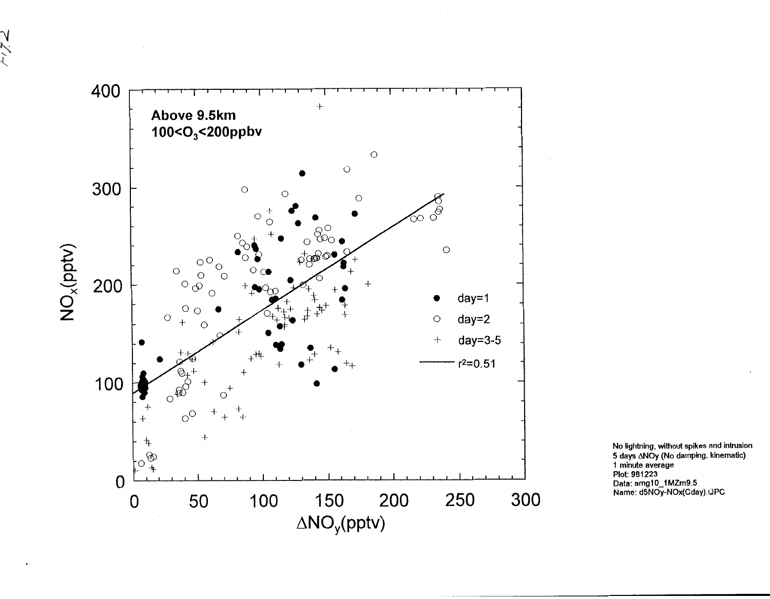Fig. 2

Above 9.5km
$100<O_3<200$ppbv

$NO_x$(pptv)

$\Delta NO_y$(pptv)

● day=1
○ day=2
+ day=3-5
—— $r^2$=0.51

No lightning, without spikes and intrusion
5 days $\Delta NO_y$ (No damping, kinematic)
1 minute average
Plot: 981223
Data: amg10_1MZm9.5
Name: d5NOy-NOx(Cday).QPC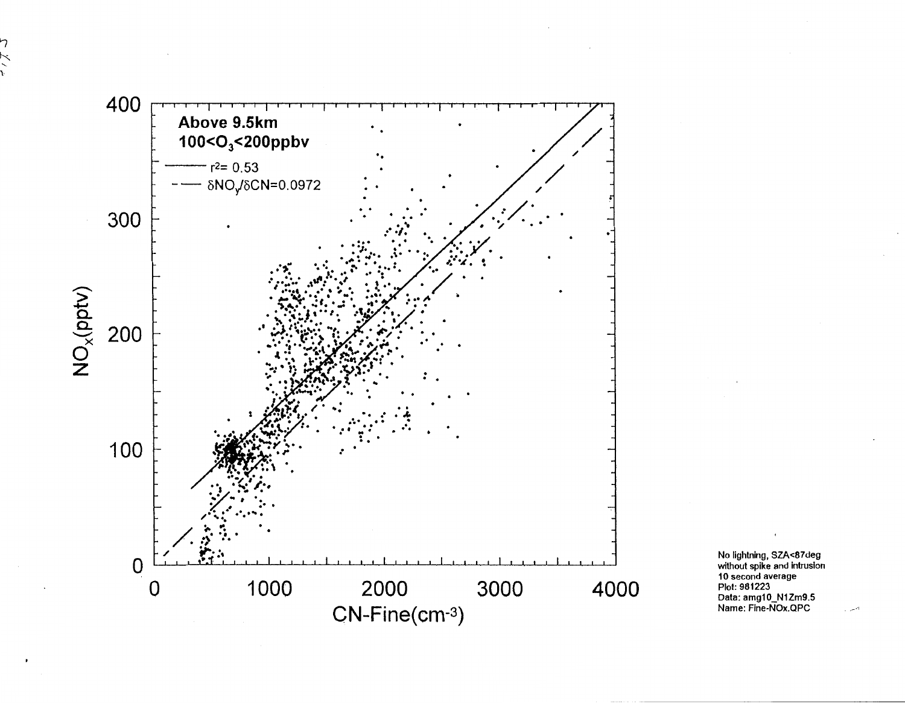Above 9.5km

$100<O_3<200$ppbv

$r^2= 0.53$

$\delta NO_y/\delta CN=0.0972$

$NO_x$(pptv)

CN-Fine($cm^{-3}$)

No lightning, SZA<87deg
without spike and intrusion
10 second average
Plot: 981223
Data: amg10_N1Zm9.5
Name: Fine-NOx.QPC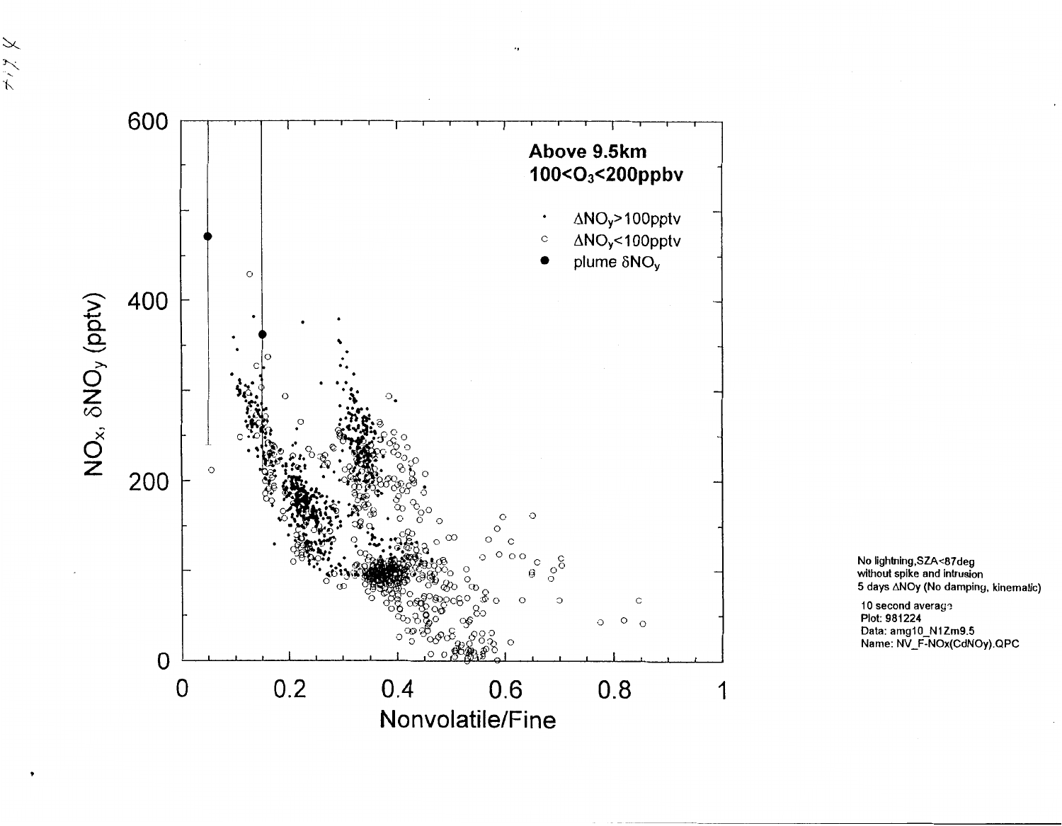Above 9.5km
$100<O_3<200$ppbv

$\Delta NO_y>100$pptv
$\Delta NO_y<100$pptv
plume $\delta NO_y$

$NO_x$, $\delta NO_y$ (pptv)

600
400
200
0

0
0.2
0.4
0.6
0.8
1

Nonvolatile/Fine

No lightning,SZA<87deg
without spike and intrusion
5 days $\Delta NO_y$ (No damping, kinematic)

10 second average
Plot: 981224
Data: amg10_N1Zm9.5
Name: NV_F-NOx(CdNOy).QPC